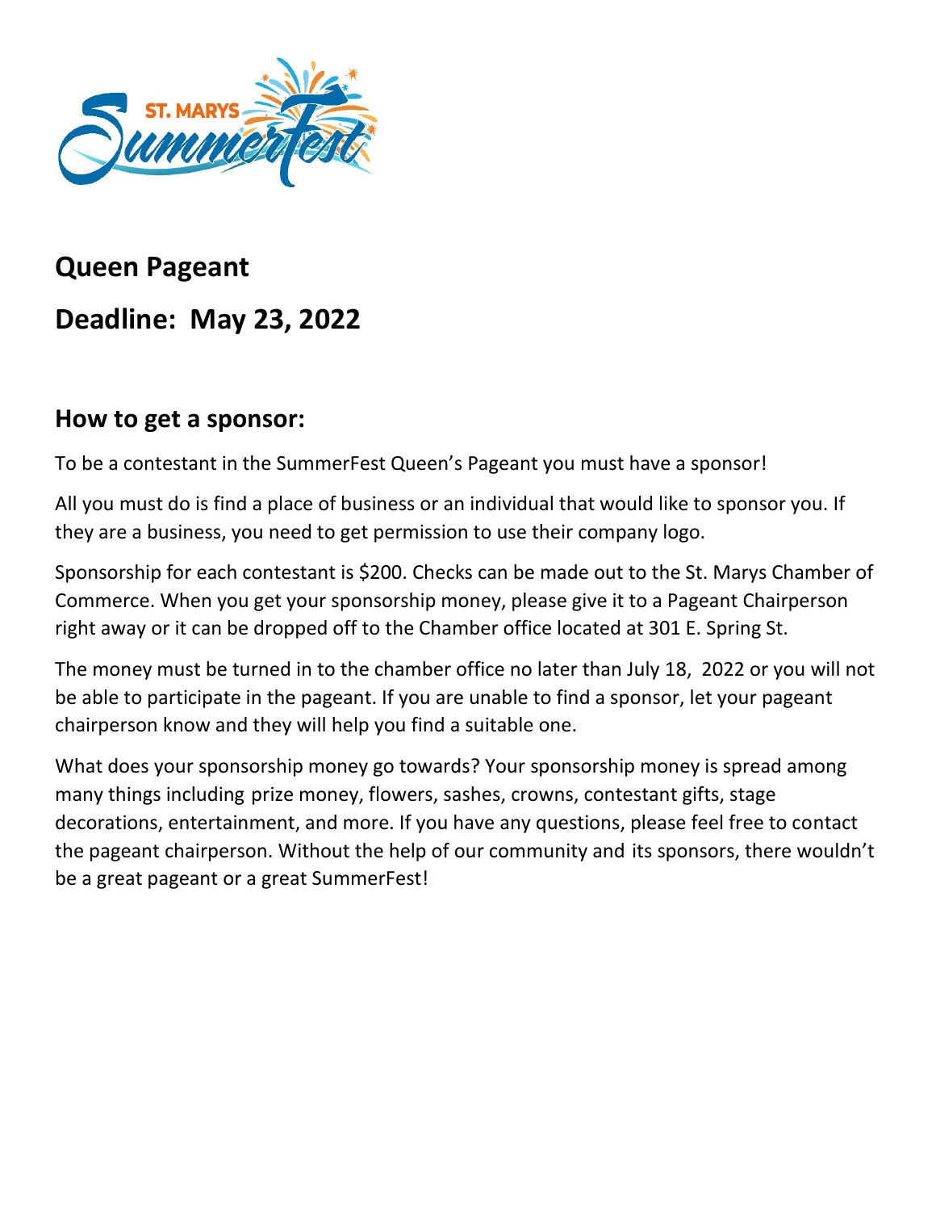# Queen Pageant

## Deadline: May 23, 2022

### How to get a sponsor:

To be a contestant in the SummerFest Queen's Pageant you must have a sponsor!

All you must do is find a place of business or an individual that would like to sponsor you. If they are a business, you need to get permission to use their company logo.

Sponsorship for each contestant is $200. Checks can be made out to the St. Marys Chamber of Commerce. When you get your sponsorship money, please give it to a Pageant Chairperson right away or it can be dropped off to the Chamber office located at 301 E. Spring St.

The money must be turned in to the chamber office no later than July 18, 2022 or you will not be able to participate in the pageant. If you are unable to find a sponsor, let your pageant chairperson know and they will help you find a suitable one.

What does your sponsorship money go towards? Your sponsorship money is spread among many things including prize money, flowers, sashes, crowns, contestant gifts, stage decorations, entertainment, and more. If you have any questions, please feel free to contact the pageant chairperson. Without the help of our community and its sponsors, there wouldn't be a great pageant or a great SummerFest!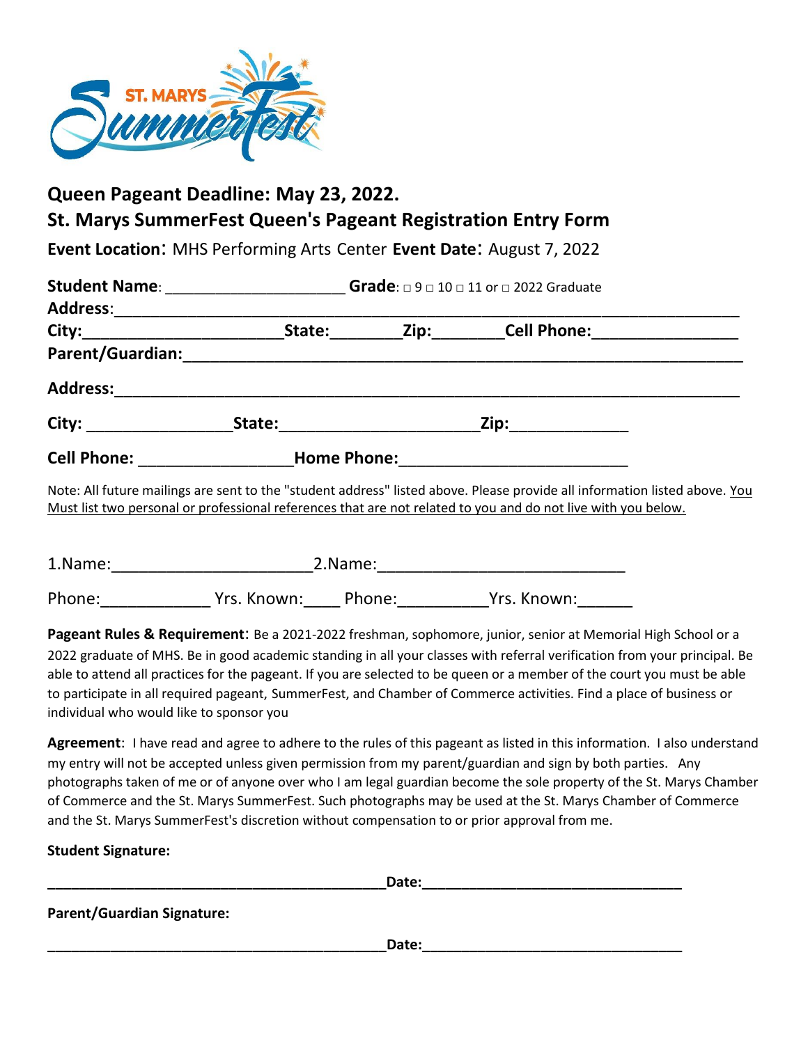**Queen Pageant Deadline: May 23, 2022.**

**St. Marys SummerFest Queen's Pageant Registration Entry Form**

**Event Location**: MHS Performing Arts Center **Event Date**: August 7, 2022

**Student Name**: ______________________ **Grade**: □ 9 □ 10 □ 11 or □ 2022 Graduate

**Address**:____________________________________________________________________________

**City:**______________________**State:**________**Zip:**________**Cell Phone:**________________

**Parent/Guardian:**___________________________________________________________________

**Address:**____________________________________________________________________________

**City:** ________________**State:**______________________**Zip:**_____________

**Cell Phone:** _________________**Home Phone:**_________________________

Note: All future mailings are sent to the "student address" listed above. Please provide all information listed above. <u>You Must list two personal or professional references that are not related to you and do not live with you below.</u>

1.Name:______________________2.Name:___________________________

Phone:____________ Yrs. Known:____ Phone:__________Yrs. Known:______

**Pageant Rules & Requirement**: Be a 2021-2022 freshman, sophomore, junior, senior at Memorial High School or a 2022 graduate of MHS. Be in good academic standing in all your classes with referral verification from your principal. Be able to attend all practices for the pageant. If you are selected to be queen or a member of the court you must be able to participate in all required pageant, SummerFest, and Chamber of Commerce activities. Find a place of business or individual who would like to sponsor you

**Agreement**: I have read and agree to adhere to the rules of this pageant as listed in this information. I also understand my entry will not be accepted unless given permission from my parent/guardian and sign by both parties. Any photographs taken of me or of anyone over who I am legal guardian become the sole property of the St. Marys Chamber of Commerce and the St. Marys SummerFest. Such photographs may be used at the St. Marys Chamber of Commerce and the St. Marys SummerFest's discretion without compensation to or prior approval from me.

**Student Signature:**

**___________________________________________Date:_________________________________**

**Parent/Guardian Signature:**

**___________________________________________Date:_________________________________**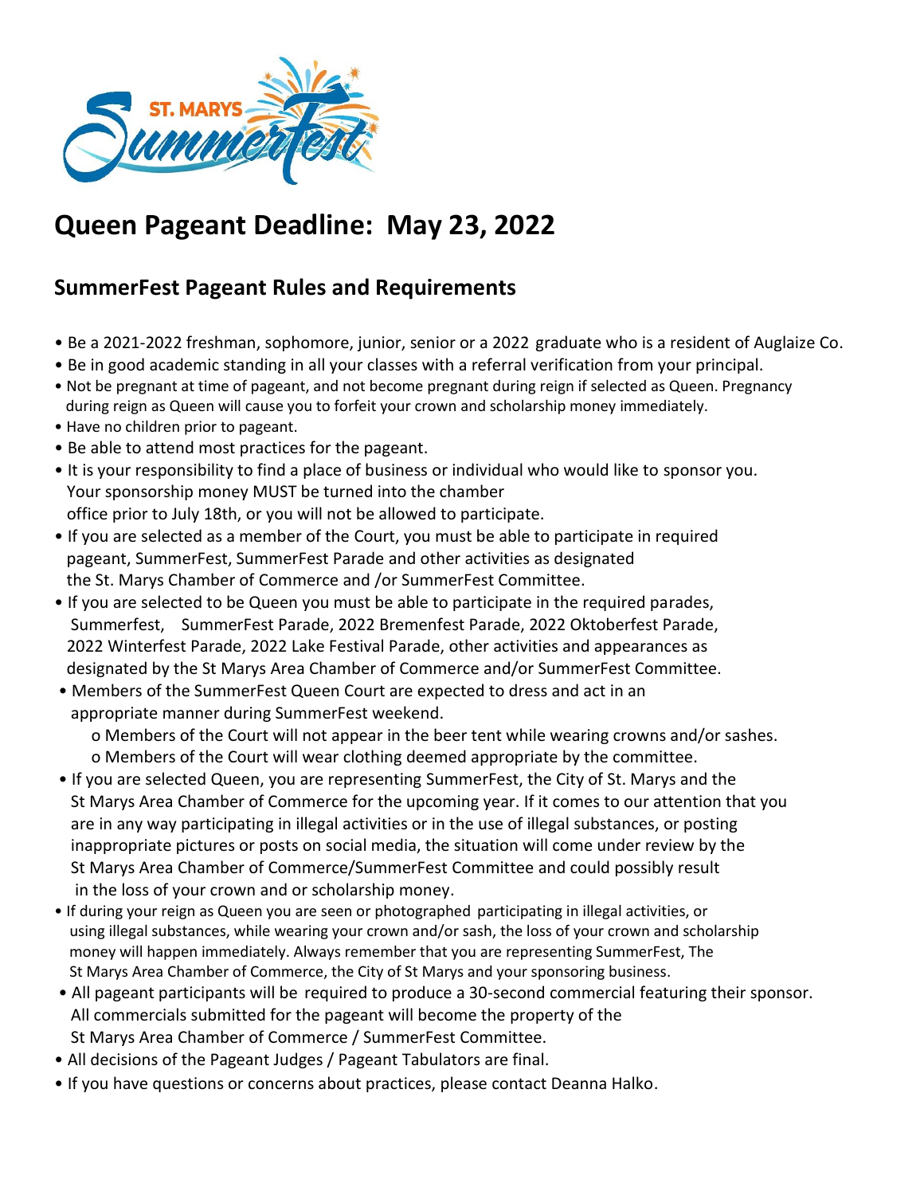# Queen Pageant Deadline: May 23, 2022

## SummerFest Pageant Rules and Requirements

- Be a 2021-2022 freshman, sophomore, junior, senior or a 2022 graduate who is a resident of Auglaize Co.
- Be in good academic standing in all your classes with a referral verification from your principal.
- Not be pregnant at time of pageant, and not become pregnant during reign if selected as Queen. Pregnancy during reign as Queen will cause you to forfeit your crown and scholarship money immediately.
- Have no children prior to pageant.
- Be able to attend most practices for the pageant.
- It is your responsibility to find a place of business or individual who would like to sponsor you. Your sponsorship money MUST be turned into the chamber office prior to July 18th, or you will not be allowed to participate.
- If you are selected as a member of the Court, you must be able to participate in required pageant, SummerFest, SummerFest Parade and other activities as designated the St. Marys Chamber of Commerce and /or SummerFest Committee.
- If you are selected to be Queen you must be able to participate in the required parades, Summerfest, SummerFest Parade, 2022 Bremenfest Parade, 2022 Oktoberfest Parade, 2022 Winterfest Parade, 2022 Lake Festival Parade, other activities and appearances as designated by the St Marys Area Chamber of Commerce and/or SummerFest Committee.
- Members of the SummerFest Queen Court are expected to dress and act in an appropriate manner during SummerFest weekend.
  - Members of the Court will not appear in the beer tent while wearing crowns and/or sashes.
  - Members of the Court will wear clothing deemed appropriate by the committee.
- If you are selected Queen, you are representing SummerFest, the City of St. Marys and the St Marys Area Chamber of Commerce for the upcoming year. If it comes to our attention that you are in any way participating in illegal activities or in the use of illegal substances, or posting inappropriate pictures or posts on social media, the situation will come under review by the St Marys Area Chamber of Commerce/SummerFest Committee and could possibly result in the loss of your crown and or scholarship money.
- If during your reign as Queen you are seen or photographed participating in illegal activities, or using illegal substances, while wearing your crown and/or sash, the loss of your crown and scholarship money will happen immediately. Always remember that you are representing SummerFest, The St Marys Area Chamber of Commerce, the City of St Marys and your sponsoring business.
- All pageant participants will be required to produce a 30-second commercial featuring their sponsor. All commercials submitted for the pageant will become the property of the St Marys Area Chamber of Commerce / SummerFest Committee.
- All decisions of the Pageant Judges / Pageant Tabulators are final.
- If you have questions or concerns about practices, please contact Deanna Halko.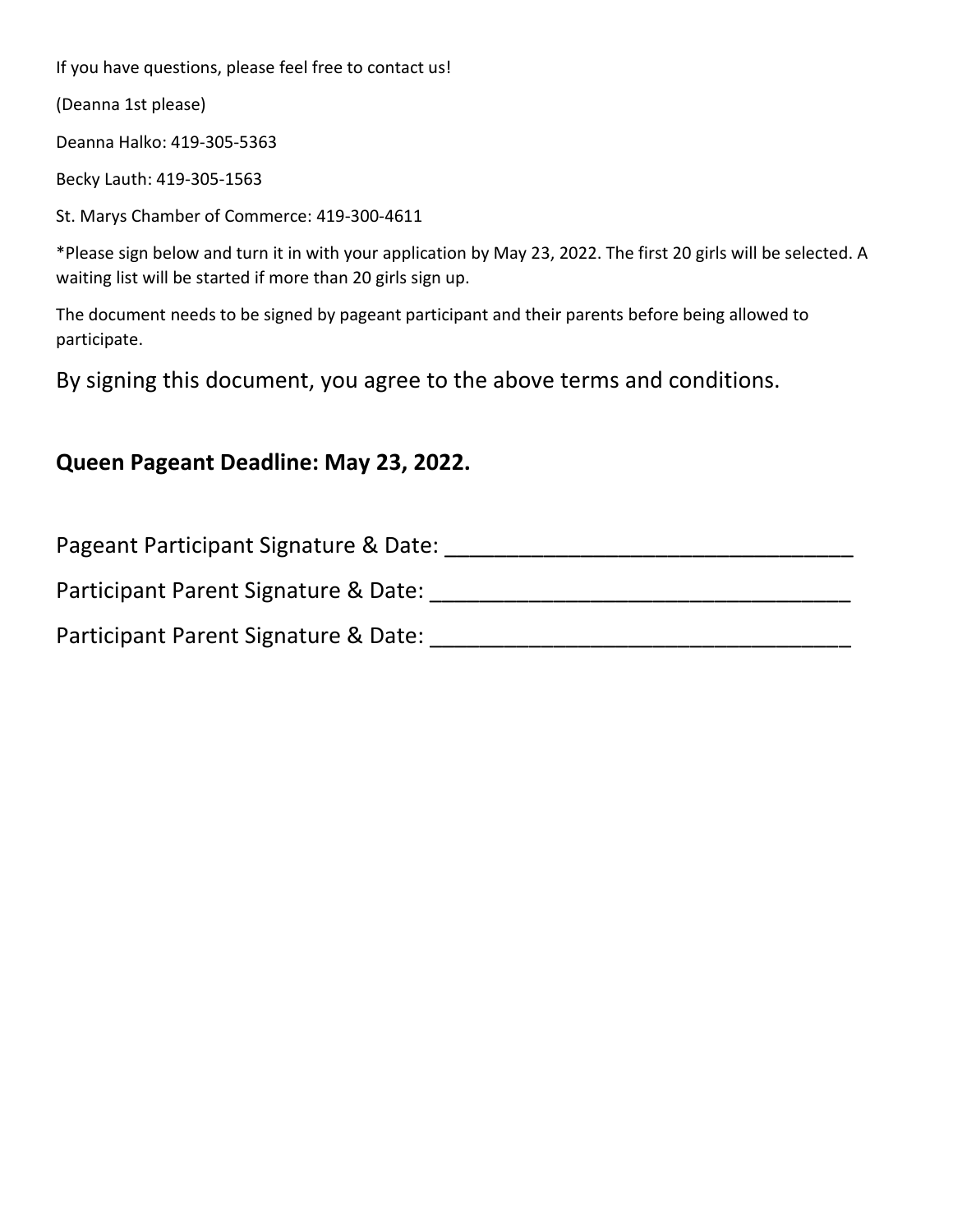If you have questions, please feel free to contact us!

(Deanna 1st please)

Deanna Halko: 419-305-5363

Becky Lauth: 419-305-1563

St. Marys Chamber of Commerce: 419-300-4611

*Please sign below and turn it in with your application by May 23, 2022. The first 20 girls will be selected. A waiting list will be started if more than 20 girls sign up.

The document needs to be signed by pageant participant and their parents before being allowed to participate.

By signing this document, you agree to the above terms and conditions.

**Queen Pageant Deadline: May 23, 2022.**

Pageant Participant Signature & Date: ________________________________

Participant Parent Signature & Date: _________________________________

Participant Parent Signature & Date: _________________________________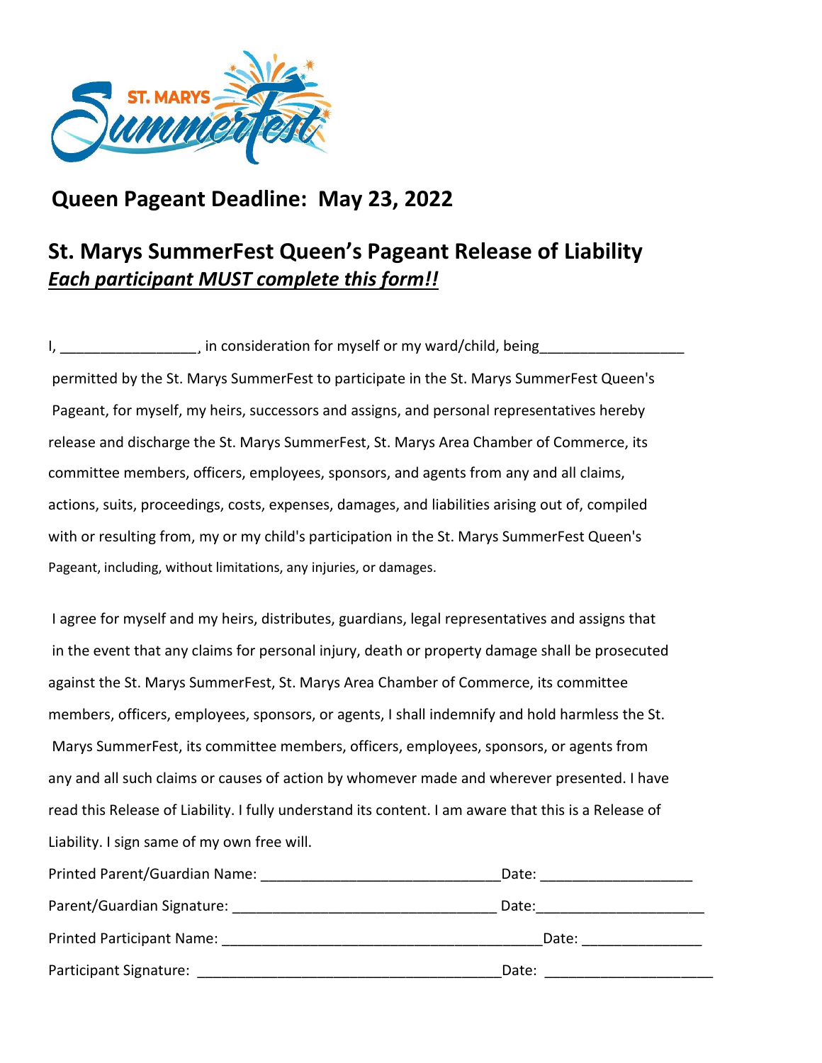ST. MARYS Summerfest

## Queen Pageant Deadline: May 23, 2022

## St. Marys SummerFest Queen's Pageant Release of Liability

***Each participant MUST complete this form!!***

I, _________________, in consideration for myself or my ward/child, being__________________ permitted by the St. Marys SummerFest to participate in the St. Marys SummerFest Queen's Pageant, for myself, my heirs, successors and assigns, and personal representatives hereby release and discharge the St. Marys SummerFest, St. Marys Area Chamber of Commerce, its committee members, officers, employees, sponsors, and agents from any and all claims, actions, suits, proceedings, costs, expenses, damages, and liabilities arising out of, compiled with or resulting from, my or my child's participation in the St. Marys SummerFest Queen's Pageant, including, without limitations, any injuries, or damages.

I agree for myself and my heirs, distributes, guardians, legal representatives and assigns that in the event that any claims for personal injury, death or property damage shall be prosecuted against the St. Marys SummerFest, St. Marys Area Chamber of Commerce, its committee members, officers, employees, sponsors, or agents, I shall indemnify and hold harmless the St. Marys SummerFest, its committee members, officers, employees, sponsors, or agents from any and all such claims or causes of action by whomever made and wherever presented. I have read this Release of Liability. I fully understand its content. I am aware that this is a Release of Liability. I sign same of my own free will.

Printed Parent/Guardian Name: _____________________________ Date: ___________________

Parent/Guardian Signature: _________________________________ Date: ____________________

Printed Participant Name: ________________________________________ Date: _______________

Participant Signature: ______________________________________ Date: _____________________